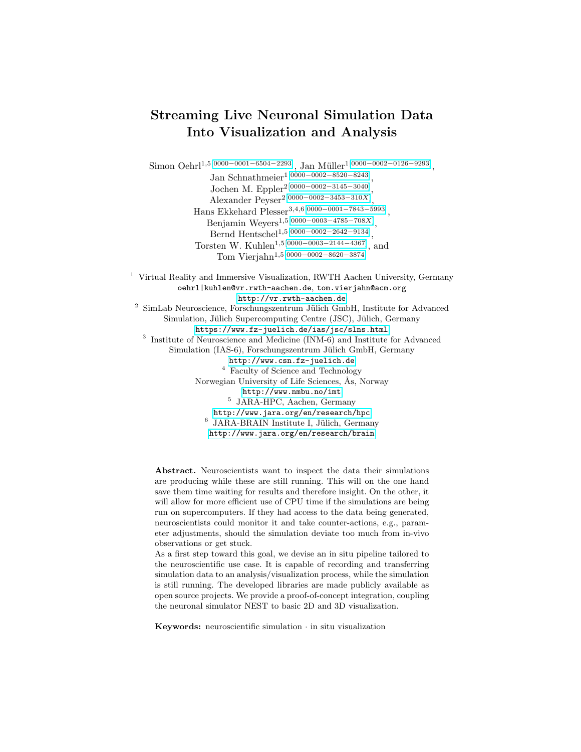# Streaming Live Neuronal Simulation Data Into Visualization and Analysis

Simon Oehrl[1,5] 0000-0001-6504-2293, Jan Müller[1] 0000-0002-0126-9293, Jan Schnathmeier[1] 0000-0002-8520-8243, Jochen M. Eppler[2] 0000-0002-3145-3040, Alexander Peyser[2] 0000-0002-3453-310X, Hans Ekkehard Plesser[3,4,6] 0000-0001-7843-5993, Benjamin Weyers[1,5] 0000-0003-4785-708X, Bernd Hentschel[1,5] 0000-0002-2642-9134, Torsten W. Kuhlen[1,5] 0000-0003-2144-4367, and Tom Vierjahn[1,5] 0000-0002-8620-3874

[1] Virtual Reality and Immersive Visualization, RWTH Aachen University, Germany
oehrl|kuhlen@vr.rwth-aachen.de, tom.vierjahn@acm.org
http://vr.rwth-aachen.de

[2] SimLab Neuroscience, Forschungszentrum Jülich GmbH, Institute for Advanced Simulation, Jülich Supercomputing Centre (JSC), Jülich, Germany
https://www.fz-juelich.de/ias/jsc/slns.html

[3] Institute of Neuroscience and Medicine (INM-6) and Institute for Advanced Simulation (IAS-6), Forschungszentrum Jülich GmbH, Germany
http://www.csn.fz-juelich.de

[4] Faculty of Science and Technology
Norwegian University of Life Sciences, Ås, Norway
http://www.nmbu.no/imt

[5] JARA-HPC, Aachen, Germany
http://www.jara.org/en/research/hpc

[6] JARA-BRAIN Institute I, Jülich, Germany
http://www.jara.org/en/research/brain

**Abstract.** Neuroscientists want to inspect the data their simulations are producing while these are still running. This will on the one hand save them time waiting for results and therefore insight. On the other, it will allow for more efficient use of CPU time if the simulations are being run on supercomputers. If they had access to the data being generated, neuroscientists could monitor it and take counter-actions, e.g., parameter adjustments, should the simulation deviate too much from in-vivo observations or get stuck.

As a first step toward this goal, we devise an in situ pipeline tailored to the neuroscientific use case. It is capable of recording and transferring simulation data to an analysis/visualization process, while the simulation is still running. The developed libraries are made publicly available as open source projects. We provide a proof-of-concept integration, coupling the neuronal simulator NEST to basic 2D and 3D visualization.

**Keywords:** neuroscientific simulation · in situ visualization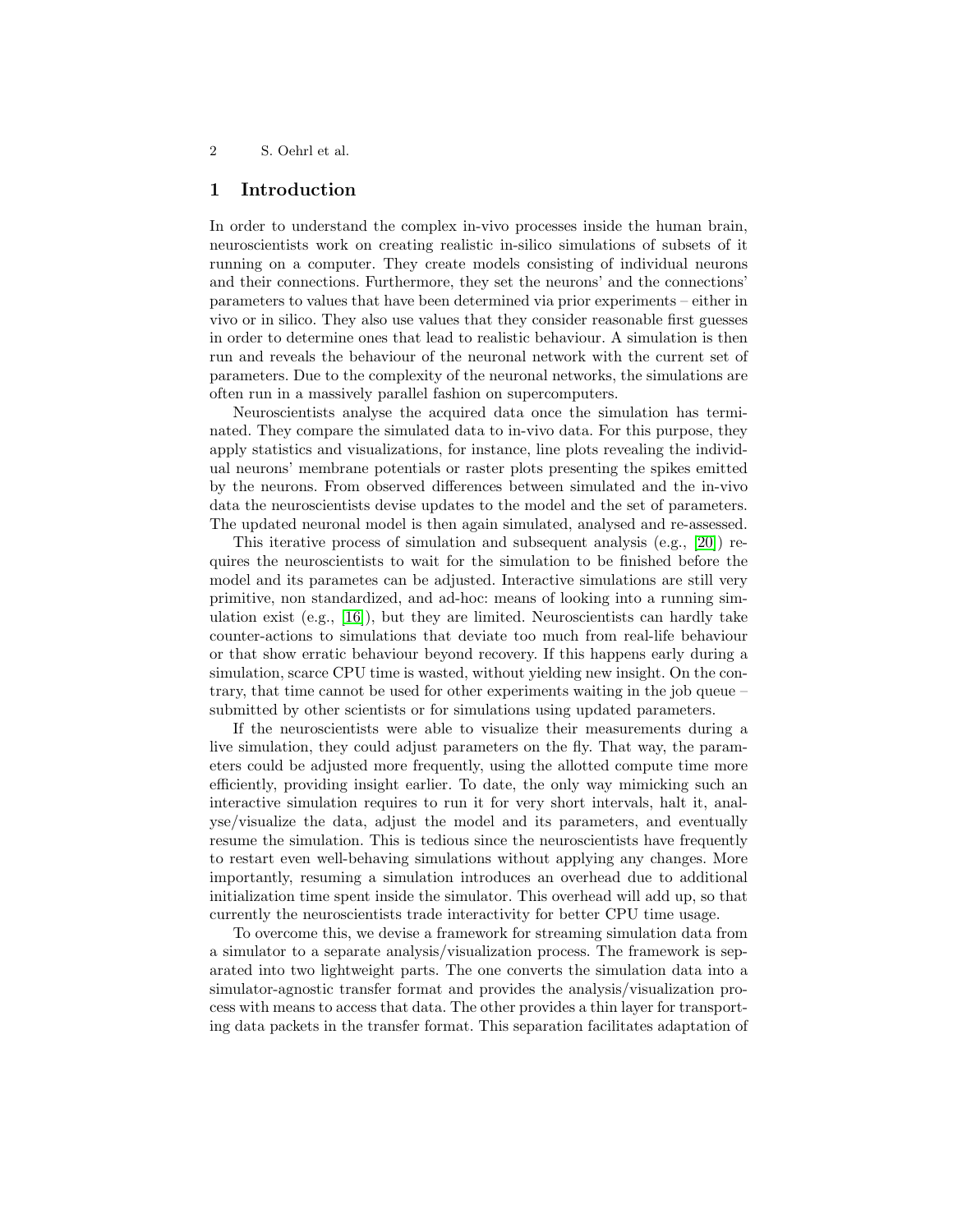## 1 Introduction

In order to understand the complex in-vivo processes inside the human brain, neuroscientists work on creating realistic in-silico simulations of subsets of it running on a computer. They create models consisting of individual neurons and their connections. Furthermore, they set the neurons' and the connections' parameters to values that have been determined via prior experiments – either in vivo or in silico. They also use values that they consider reasonable first guesses in order to determine ones that lead to realistic behaviour. A simulation is then run and reveals the behaviour of the neuronal network with the current set of parameters. Due to the complexity of the neuronal networks, the simulations are often run in a massively parallel fashion on supercomputers.

Neuroscientists analyse the acquired data once the simulation has terminated. They compare the simulated data to in-vivo data. For this purpose, they apply statistics and visualizations, for instance, line plots revealing the individual neurons' membrane potentials or raster plots presenting the spikes emitted by the neurons. From observed differences between simulated and the in-vivo data the neuroscientists devise updates to the model and the set of parameters. The updated neuronal model is then again simulated, analysed and re-assessed.

This iterative process of simulation and subsequent analysis (e.g., [20]) requires the neuroscientists to wait for the simulation to be finished before the model and its parametes can be adjusted. Interactive simulations are still very primitive, non standardized, and ad-hoc: means of looking into a running simulation exist (e.g., [16]), but they are limited. Neuroscientists can hardly take counter-actions to simulations that deviate too much from real-life behaviour or that show erratic behaviour beyond recovery. If this happens early during a simulation, scarce CPU time is wasted, without yielding new insight. On the contrary, that time cannot be used for other experiments waiting in the job queue – submitted by other scientists or for simulations using updated parameters.

If the neuroscientists were able to visualize their measurements during a live simulation, they could adjust parameters on the fly. That way, the parameters could be adjusted more frequently, using the allotted compute time more efficiently, providing insight earlier. To date, the only way mimicking such an interactive simulation requires to run it for very short intervals, halt it, analyse/visualize the data, adjust the model and its parameters, and eventually resume the simulation. This is tedious since the neuroscientists have frequently to restart even well-behaving simulations without applying any changes. More importantly, resuming a simulation introduces an overhead due to additional initialization time spent inside the simulator. This overhead will add up, so that currently the neuroscientists trade interactivity for better CPU time usage.

To overcome this, we devise a framework for streaming simulation data from a simulator to a separate analysis/visualization process. The framework is separated into two lightweight parts. The one converts the simulation data into a simulator-agnostic transfer format and provides the analysis/visualization process with means to access that data. The other provides a thin layer for transporting data packets in the transfer format. This separation facilitates adaptation of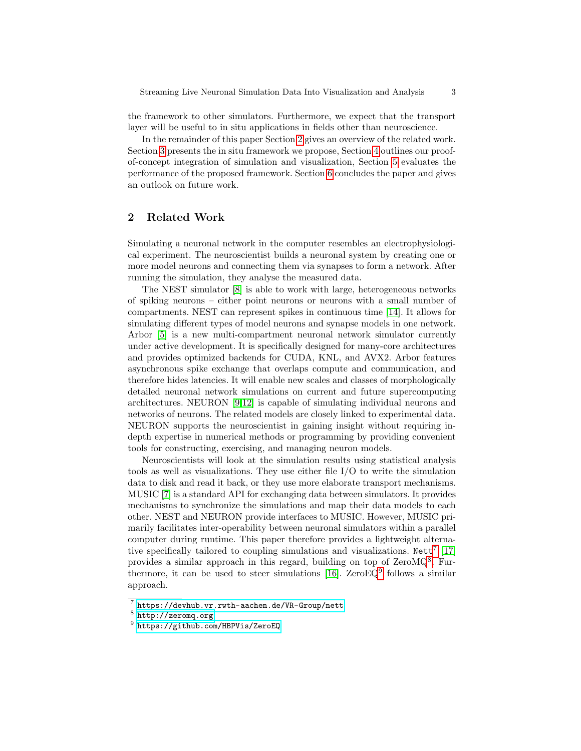the framework to other simulators. Furthermore, we expect that the transport layer will be useful to in situ applications in fields other than neuroscience.

In the remainder of this paper Section 2 gives an overview of the related work. Section 3 presents the in situ framework we propose, Section 4 outlines our proof-of-concept integration of simulation and visualization, Section 5 evaluates the performance of the proposed framework. Section 6 concludes the paper and gives an outlook on future work.

## 2 Related Work

Simulating a neuronal network in the computer resembles an electrophysiological experiment. The neuroscientist builds a neuronal system by creating one or more model neurons and connecting them via synapses to form a network. After running the simulation, they analyse the measured data.

The NEST simulator [8] is able to work with large, heterogeneous networks of spiking neurons – either point neurons or neurons with a small number of compartments. NEST can represent spikes in continuous time [14]. It allows for simulating different types of model neurons and synapse models in one network. Arbor [5] is a new multi-compartment neuronal network simulator currently under active development. It is specifically designed for many-core architectures and provides optimized backends for CUDA, KNL, and AVX2. Arbor features asynchronous spike exchange that overlaps compute and communication, and therefore hides latencies. It will enable new scales and classes of morphologically detailed neuronal network simulations on current and future supercomputing architectures. NEURON [9,12] is capable of simulating individual neurons and networks of neurons. The related models are closely linked to experimental data. NEURON supports the neuroscientist in gaining insight without requiring in-depth expertise in numerical methods or programming by providing convenient tools for constructing, exercising, and managing neuron models.

Neuroscientists will look at the simulation results using statistical analysis tools as well as visualizations. They use either file I/O to write the simulation data to disk and read it back, or they use more elaborate transport mechanisms. MUSIC [7] is a standard API for exchanging data between simulators. It provides mechanisms to synchronize the simulations and map their data models to each other. NEST and NEURON provide interfaces to MUSIC. However, MUSIC primarily facilitates inter-operability between neuronal simulators within a parallel computer during runtime. This paper therefore provides a lightweight alternative specifically tailored to coupling simulations and visualizations. `Nett`[7] [17] provides a similar approach in this regard, building on top of ZeroMQ[8]. Furthermore, it can be used to steer simulations [16]. ZeroEQ[9] follows a similar approach.

[7] https://devhub.vr.rwth-aachen.de/VR-Group/nett

[8] http://zeromq.org

[9] https://github.com/HBPVis/ZeroEQ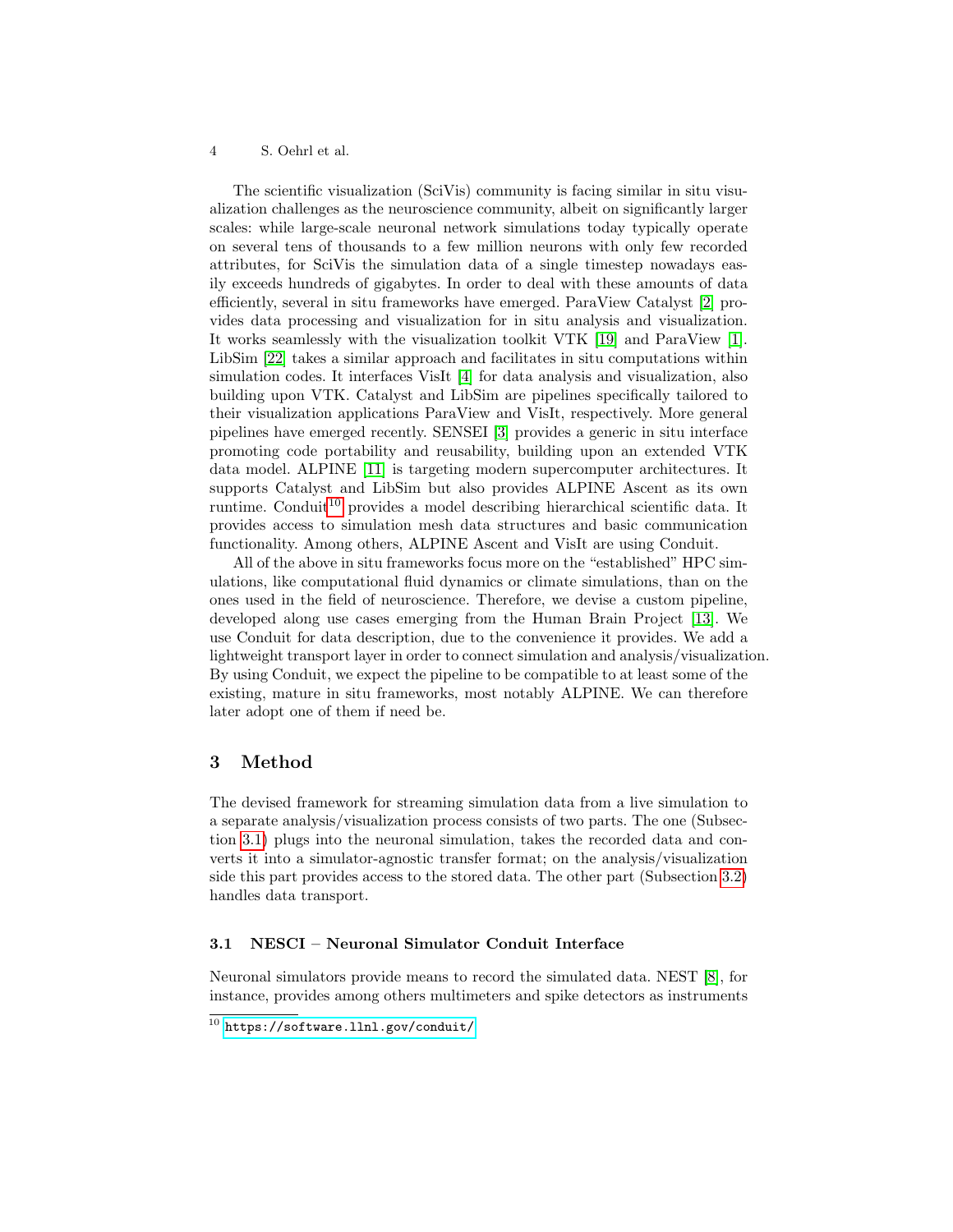The scientific visualization (SciVis) community is facing similar in situ visualization challenges as the neuroscience community, albeit on significantly larger scales: while large-scale neuronal network simulations today typically operate on several tens of thousands to a few million neurons with only few recorded attributes, for SciVis the simulation data of a single timestep nowadays easily exceeds hundreds of gigabytes. In order to deal with these amounts of data efficiently, several in situ frameworks have emerged. ParaView Catalyst [2] provides data processing and visualization for in situ analysis and visualization. It works seamlessly with the visualization toolkit VTK [19] and ParaView [1]. LibSim [22] takes a similar approach and facilitates in situ computations within simulation codes. It interfaces VisIt [4] for data analysis and visualization, also building upon VTK. Catalyst and LibSim are pipelines specifically tailored to their visualization applications ParaView and VisIt, respectively. More general pipelines have emerged recently. SENSEI [3] provides a generic in situ interface promoting code portability and reusability, building upon an extended VTK data model. ALPINE [11] is targeting modern supercomputer architectures. It supports Catalyst and LibSim but also provides ALPINE Ascent as its own runtime. Conduit[10] provides a model describing hierarchical scientific data. It provides access to simulation mesh data structures and basic communication functionality. Among others, ALPINE Ascent and VisIt are using Conduit.

All of the above in situ frameworks focus more on the "established" HPC simulations, like computational fluid dynamics or climate simulations, than on the ones used in the field of neuroscience. Therefore, we devise a custom pipeline, developed along use cases emerging from the Human Brain Project [13]. We use Conduit for data description, due to the convenience it provides. We add a lightweight transport layer in order to connect simulation and analysis/visualization. By using Conduit, we expect the pipeline to be compatible to at least some of the existing, mature in situ frameworks, most notably ALPINE. We can therefore later adopt one of them if need be.

## 3 Method

The devised framework for streaming simulation data from a live simulation to a separate analysis/visualization process consists of two parts. The one (Subsection 3.1) plugs into the neuronal simulation, takes the recorded data and converts it into a simulator-agnostic transfer format; on the analysis/visualization side this part provides access to the stored data. The other part (Subsection 3.2) handles data transport.

### 3.1 NESCI – Neuronal Simulator Conduit Interface

Neuronal simulators provide means to record the simulated data. NEST [8], for instance, provides among others multimeters and spike detectors as instruments

[10] https://software.llnl.gov/conduit/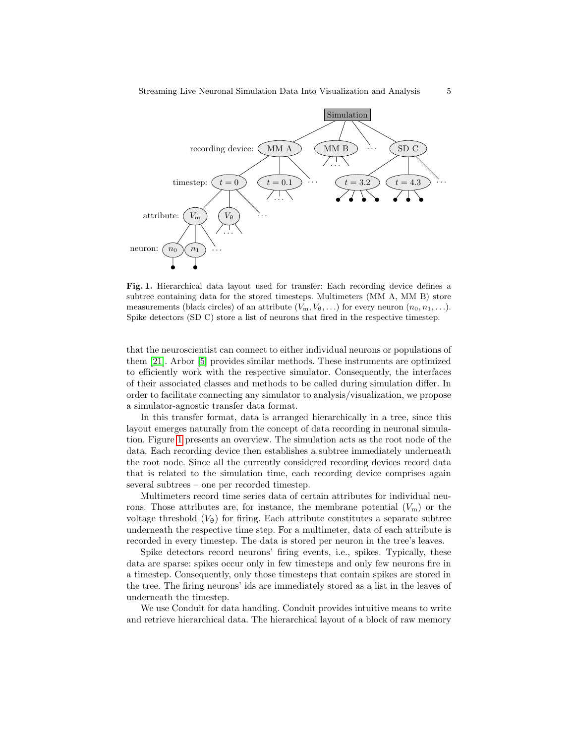**Fig. 1.** Hierarchical data layout used for transfer: Each recording device defines a subtree containing data for the stored timesteps. Multimeters (MM A, MM B) store measurements (black circles) of an attribute ($V_\mathrm{m}, V_\theta, \ldots$) for every neuron ($n_0, n_1, \ldots$). Spike detectors (SD C) store a list of neurons that fired in the respective timestep.

that the neuroscientist can connect to either individual neurons or populations of them [21]. Arbor [5] provides similar methods. These instruments are optimized to efficiently work with the respective simulator. Consequently, the interfaces of their associated classes and methods to be called during simulation differ. In order to facilitate connecting any simulator to analysis/visualization, we propose a simulator-agnostic transfer data format.

In this transfer format, data is arranged hierarchically in a tree, since this layout emerges naturally from the concept of data recording in neuronal simulation. Figure 1 presents an overview. The simulation acts as the root node of the data. Each recording device then establishes a subtree immediately underneath the root node. Since all the currently considered recording devices record data that is related to the simulation time, each recording device comprises again several subtrees – one per recorded timestep.

Multimeters record time series data of certain attributes for individual neurons. Those attributes are, for instance, the membrane potential ($V_\mathrm{m}$) or the voltage threshold ($V_\theta$) for firing. Each attribute constitutes a separate subtree underneath the respective time step. For a multimeter, data of each attribute is recorded in every timestep. The data is stored per neuron in the tree's leaves.

Spike detectors record neurons' firing events, i.e., spikes. Typically, these data are sparse: spikes occur only in few timesteps and only few neurons fire in a timestep. Consequently, only those timesteps that contain spikes are stored in the tree. The firing neurons' ids are immediately stored as a list in the leaves of underneath the timestep.

We use Conduit for data handling. Conduit provides intuitive means to write and retrieve hierarchical data. The hierarchical layout of a block of raw memory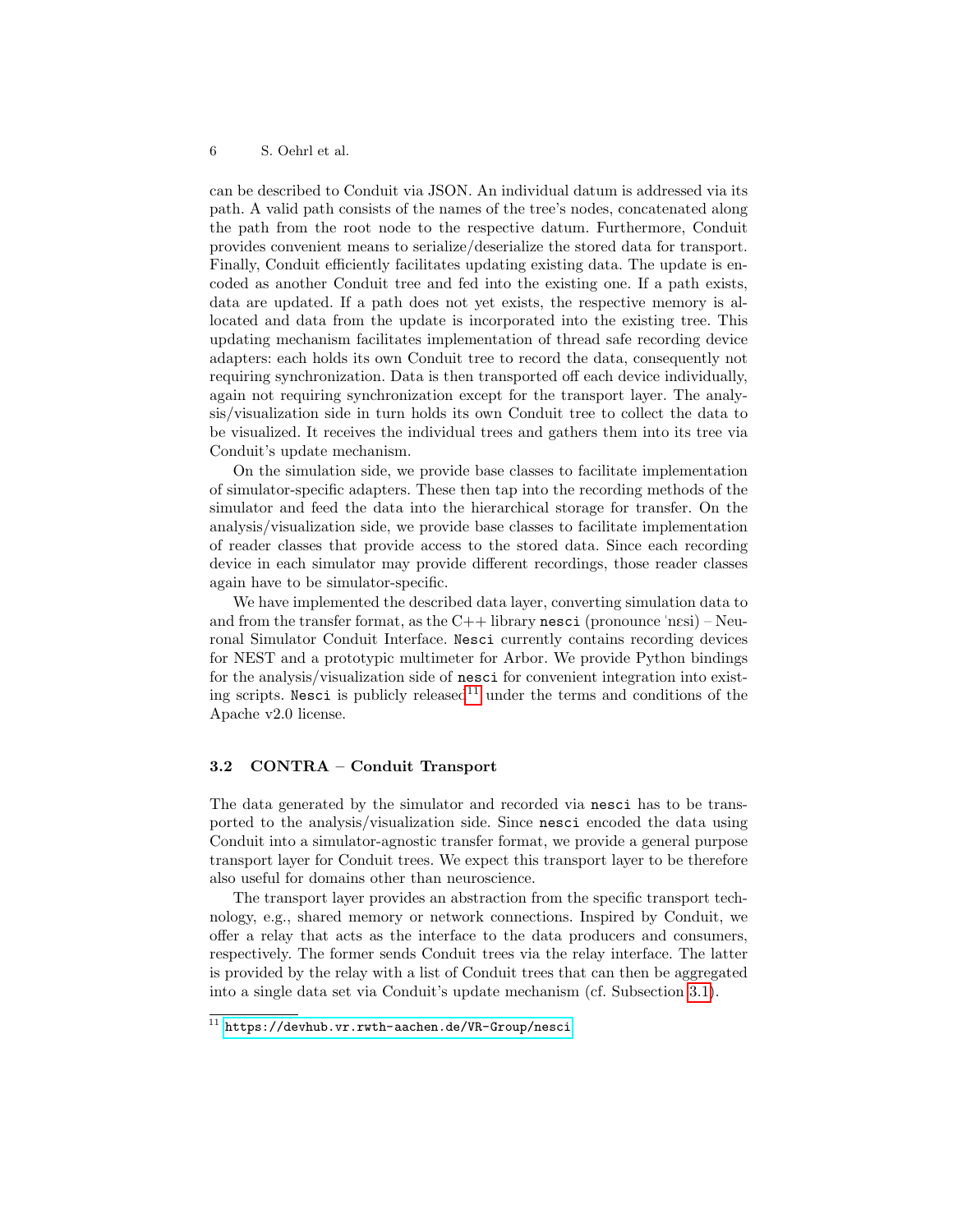can be described to Conduit via JSON. An individual datum is addressed via its path. A valid path consists of the names of the tree's nodes, concatenated along the path from the root node to the respective datum. Furthermore, Conduit provides convenient means to serialize/deserialize the stored data for transport. Finally, Conduit efficiently facilitates updating existing data. The update is encoded as another Conduit tree and fed into the existing one. If a path exists, data are updated. If a path does not yet exists, the respective memory is allocated and data from the update is incorporated into the existing tree. This updating mechanism facilitates implementation of thread safe recording device adapters: each holds its own Conduit tree to record the data, consequently not requiring synchronization. Data is then transported off each device individually, again not requiring synchronization except for the transport layer. The analysis/visualization side in turn holds its own Conduit tree to collect the data to be visualized. It receives the individual trees and gathers them into its tree via Conduit's update mechanism.

On the simulation side, we provide base classes to facilitate implementation of simulator-specific adapters. These then tap into the recording methods of the simulator and feed the data into the hierarchical storage for transfer. On the analysis/visualization side, we provide base classes to facilitate implementation of reader classes that provide access to the stored data. Since each recording device in each simulator may provide different recordings, those reader classes again have to be simulator-specific.

We have implemented the described data layer, converting simulation data to and from the transfer format, as the C++ library `nesci` (pronounce ˈnɛsi) – Neuronal Simulator Conduit Interface. `Nesci` currently contains recording devices for NEST and a prototypic multimeter for Arbor. We provide Python bindings for the analysis/visualization side of `nesci` for convenient integration into existing scripts. `Nesci` is publicly released[11] under the terms and conditions of the Apache v2.0 license.

### 3.2 CONTRA – Conduit Transport

The data generated by the simulator and recorded via `nesci` has to be transported to the analysis/visualization side. Since `nesci` encoded the data using Conduit into a simulator-agnostic transfer format, we provide a general purpose transport layer for Conduit trees. We expect this transport layer to be therefore also useful for domains other than neuroscience.

The transport layer provides an abstraction from the specific transport technology, e.g., shared memory or network connections. Inspired by Conduit, we offer a relay that acts as the interface to the data producers and consumers, respectively. The former sends Conduit trees via the relay interface. The latter is provided by the relay with a list of Conduit trees that can then be aggregated into a single data set via Conduit's update mechanism (cf. Subsection 3.1).

---

[11] https://devhub.vr.rwth-aachen.de/VR-Group/nesci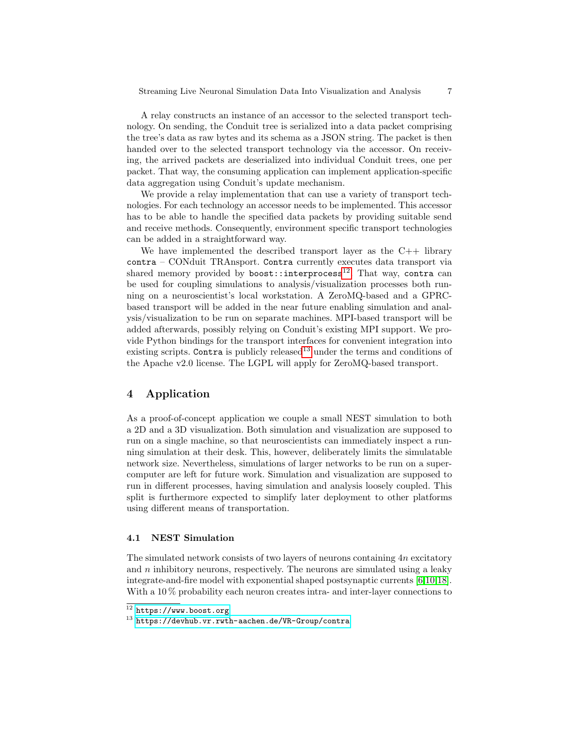A relay constructs an instance of an accessor to the selected transport technology. On sending, the Conduit tree is serialized into a data packet comprising the tree's data as raw bytes and its schema as a JSON string. The packet is then handed over to the selected transport technology via the accessor. On receiving, the arrived packets are deserialized into individual Conduit trees, one per packet. That way, the consuming application can implement application-specific data aggregation using Conduit's update mechanism.

We provide a relay implementation that can use a variety of transport technologies. For each technology an accessor needs to be implemented. This accessor has to be able to handle the specified data packets by providing suitable send and receive methods. Consequently, environment specific transport technologies can be added in a straightforward way.

We have implemented the described transport layer as the C++ library `contra` – CONduit TRAnsport. `Contra` currently executes data transport via shared memory provided by `boost::interprocess`[12]. That way, `contra` can be used for coupling simulations to analysis/visualization processes both running on a neuroscientist's local workstation. A ZeroMQ-based and a GPRC-based transport will be added in the near future enabling simulation and analysis/visualization to be run on separate machines. MPI-based transport will be added afterwards, possibly relying on Conduit's existing MPI support. We provide Python bindings for the transport interfaces for convenient integration into existing scripts. `Contra` is publicly released[13] under the terms and conditions of the Apache v2.0 license. The LGPL will apply for ZeroMQ-based transport.

## 4 Application

As a proof-of-concept application we couple a small NEST simulation to both a 2D and a 3D visualization. Both simulation and visualization are supposed to run on a single machine, so that neuroscientists can immediately inspect a running simulation at their desk. This, however, deliberately limits the simulatable network size. Nevertheless, simulations of larger networks to be run on a supercomputer are left for future work. Simulation and visualization are supposed to run in different processes, having simulation and analysis loosely coupled. This split is furthermore expected to simplify later deployment to other platforms using different means of transportation.

### 4.1 NEST Simulation

The simulated network consists of two layers of neurons containing $4n$ excitatory and $n$ inhibitory neurons, respectively. The neurons are simulated using a leaky integrate-and-fire model with exponential shaped postsynaptic currents [6,10,18]. With a 10 % probability each neuron creates intra- and inter-layer connections to

---

[12] https://www.boost.org

[13] https://devhub.vr.rwth-aachen.de/VR-Group/contra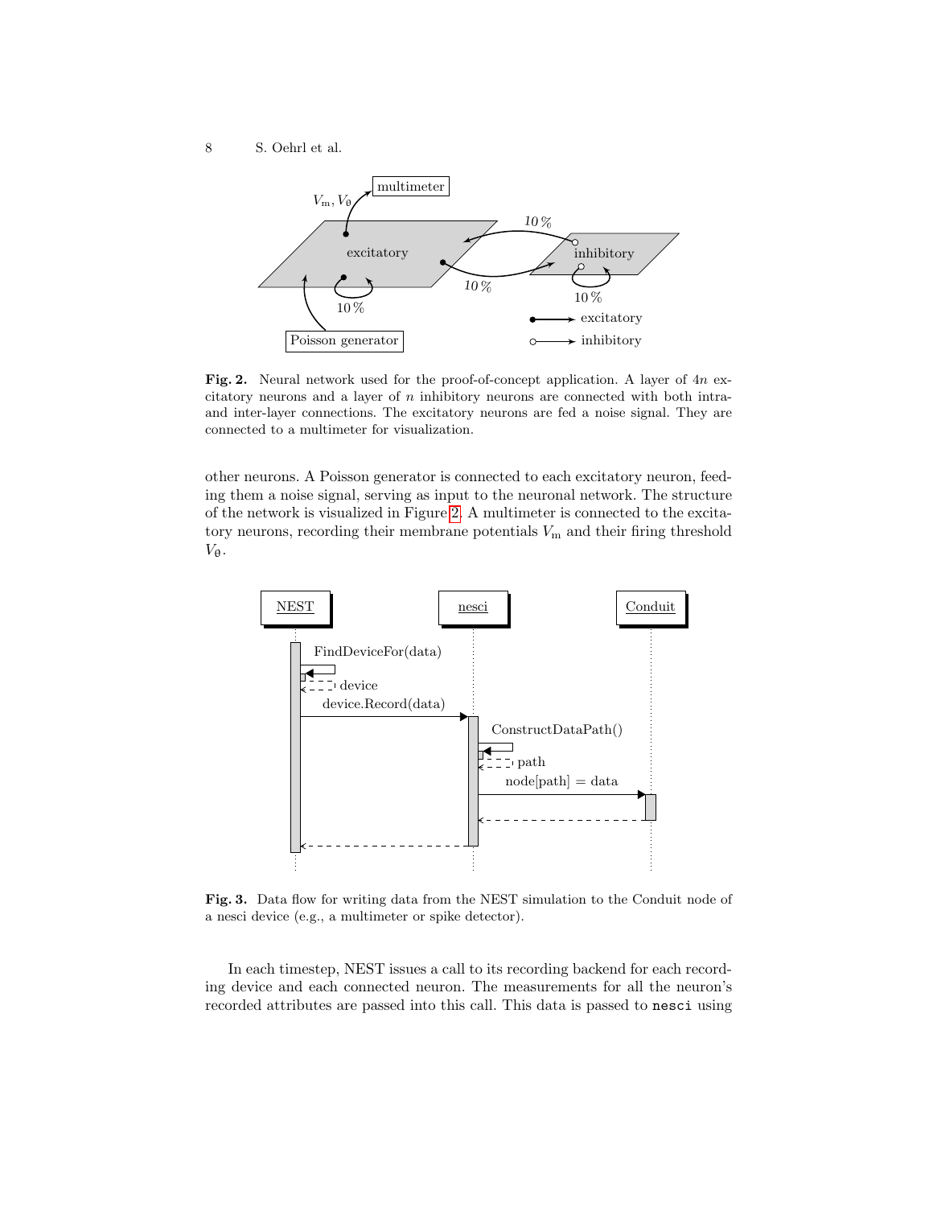**Fig. 2.** Neural network used for the proof-of-concept application. A layer of $4n$ excitatory neurons and a layer of $n$ inhibitory neurons are connected with both intra- and inter-layer connections. The excitatory neurons are fed a noise signal. They are connected to a multimeter for visualization.

other neurons. A Poisson generator is connected to each excitatory neuron, feeding them a noise signal, serving as input to the neuronal network. The structure of the network is visualized in Figure 2. A multimeter is connected to the excitatory neurons, recording their membrane potentials $V_{\mathrm{m}}$ and their firing threshold $V_{\theta}$.

**Fig. 3.** Data flow for writing data from the NEST simulation to the Conduit node of a nesci device (e.g., a multimeter or spike detector).

In each timestep, NEST issues a call to its recording backend for each recording device and each connected neuron. The measurements for all the neuron's recorded attributes are passed into this call. This data is passed to `nesci` using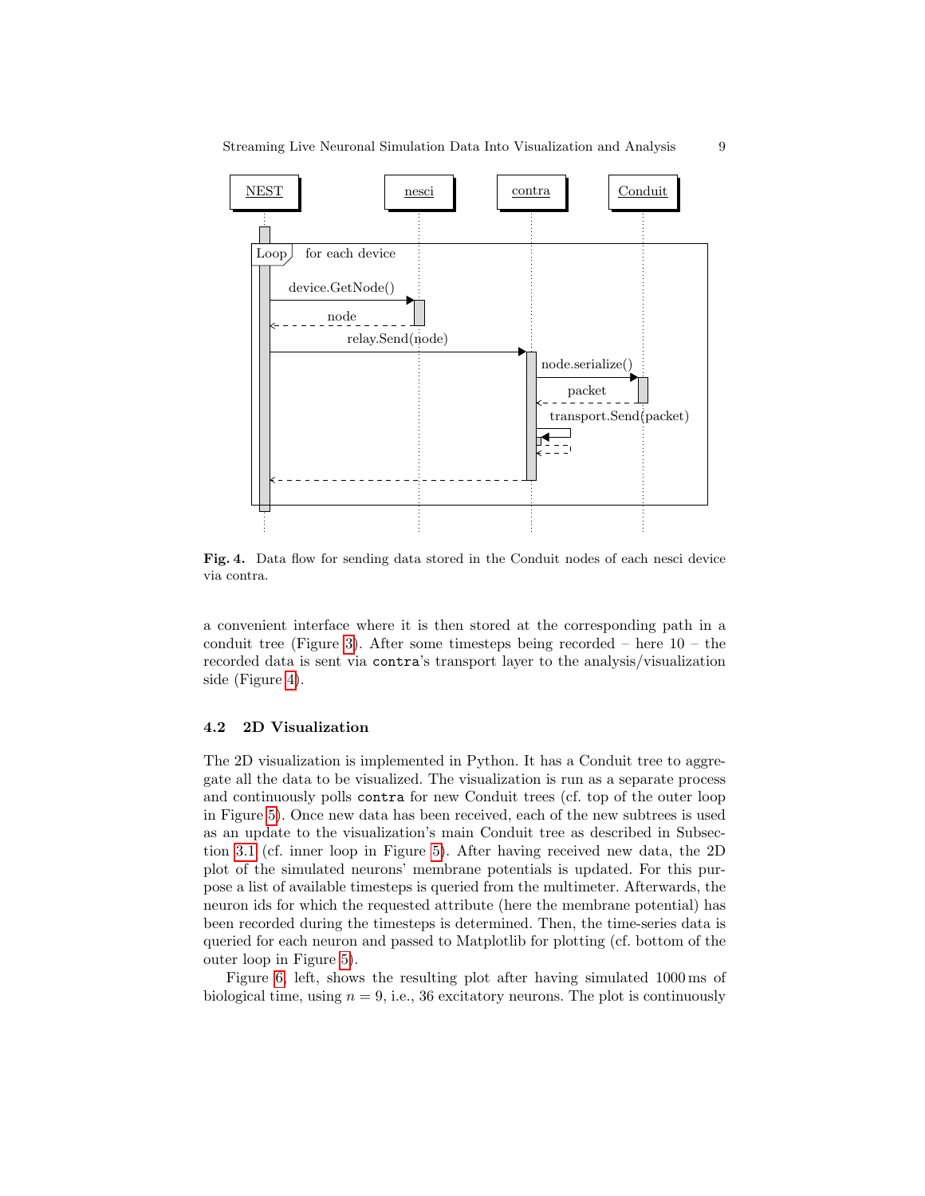**Fig. 4.** Data flow for sending data stored in the Conduit nodes of each nesci device via contra.

a convenient interface where it is then stored at the corresponding path in a conduit tree (Figure 3). After some timesteps being recorded – here 10 – the recorded data is sent via `contra`'s transport layer to the analysis/visualization side (Figure 4).

### 4.2 2D Visualization

The 2D visualization is implemented in Python. It has a Conduit tree to aggregate all the data to be visualized. The visualization is run as a separate process and continuously polls `contra` for new Conduit trees (cf. top of the outer loop in Figure 5). Once new data has been received, each of the new subtrees is used as an update to the visualization's main Conduit tree as described in Subsection 3.1 (cf. inner loop in Figure 5). After having received new data, the 2D plot of the simulated neurons' membrane potentials is updated. For this purpose a list of available timesteps is queried from the multimeter. Afterwards, the neuron ids for which the requested attribute (here the membrane potential) has been recorded during the timesteps is determined. Then, the time-series data is queried for each neuron and passed to Matplotlib for plotting (cf. bottom of the outer loop in Figure 5).

Figure 6, left, shows the resulting plot after having simulated 1000 ms of biological time, using $n = 9$, i.e., 36 excitatory neurons. The plot is continuously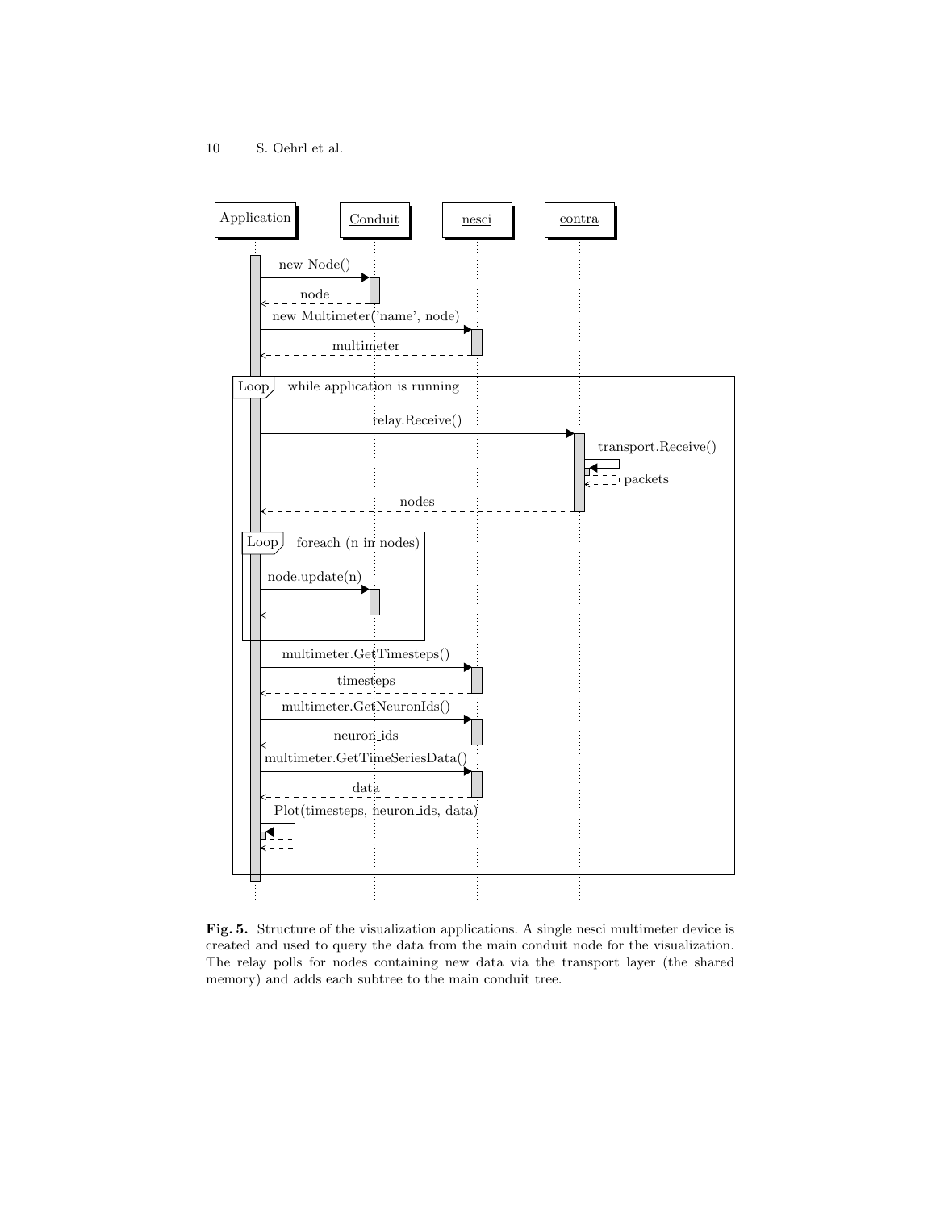Application | Conduit | nesci | contra

new Node() → node

new Multimeter('name', node) → multimeter

Loop — while application is running

relay.Receive() → transport.Receive() → packets → nodes

Loop — foreach (n in nodes)

node.update(n)

multimeter.GetTimesteps() → timesteps

multimeter.GetNeuronIds() → neuron_ids

multimeter.GetTimeSeriesData() → data

Plot(timesteps, neuron_ids, data)

**Fig. 5.** Structure of the visualization applications. A single nesci multimeter device is created and used to query the data from the main conduit node for the visualization. The relay polls for nodes containing new data via the transport layer (the shared memory) and adds each subtree to the main conduit tree.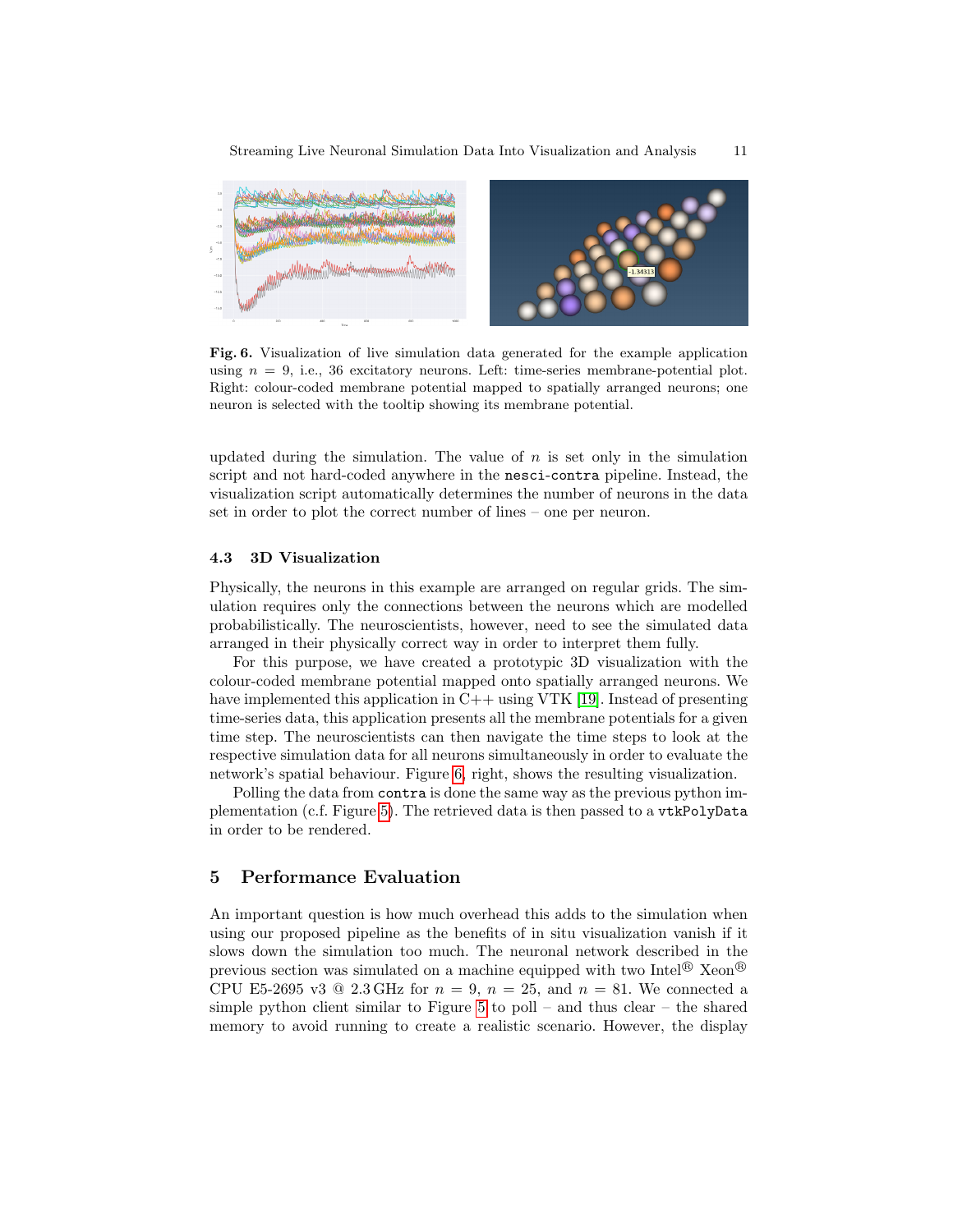**Fig. 6.** Visualization of live simulation data generated for the example application using $n = 9$, i.e., 36 excitatory neurons. Left: time-series membrane-potential plot. Right: colour-coded membrane potential mapped to spatially arranged neurons; one neuron is selected with the tooltip showing its membrane potential.

updated during the simulation. The value of $n$ is set only in the simulation script and not hard-coded anywhere in the `nesci-contra` pipeline. Instead, the visualization script automatically determines the number of neurons in the data set in order to plot the correct number of lines – one per neuron.

### 4.3 3D Visualization

Physically, the neurons in this example are arranged on regular grids. The simulation requires only the connections between the neurons which are modelled probabilistically. The neuroscientists, however, need to see the simulated data arranged in their physically correct way in order to interpret them fully.

For this purpose, we have created a prototypic 3D visualization with the colour-coded membrane potential mapped onto spatially arranged neurons. We have implemented this application in C++ using VTK [19]. Instead of presenting time-series data, this application presents all the membrane potentials for a given time step. The neuroscientists can then navigate the time steps to look at the respective simulation data for all neurons simultaneously in order to evaluate the network's spatial behaviour. Figure 6, right, shows the resulting visualization.

Polling the data from `contra` is done the same way as the previous python implementation (c.f. Figure 5). The retrieved data is then passed to a `vtkPolyData` in order to be rendered.

## 5 Performance Evaluation

An important question is how much overhead this adds to the simulation when using our proposed pipeline as the benefits of in situ visualization vanish if it slows down the simulation too much. The neuronal network described in the previous section was simulated on a machine equipped with two Intel® Xeon® CPU E5-2695 v3 @ 2.3 GHz for $n = 9$, $n = 25$, and $n = 81$. We connected a simple python client similar to Figure 5 to poll – and thus clear – the shared memory to avoid running to create a realistic scenario. However, the display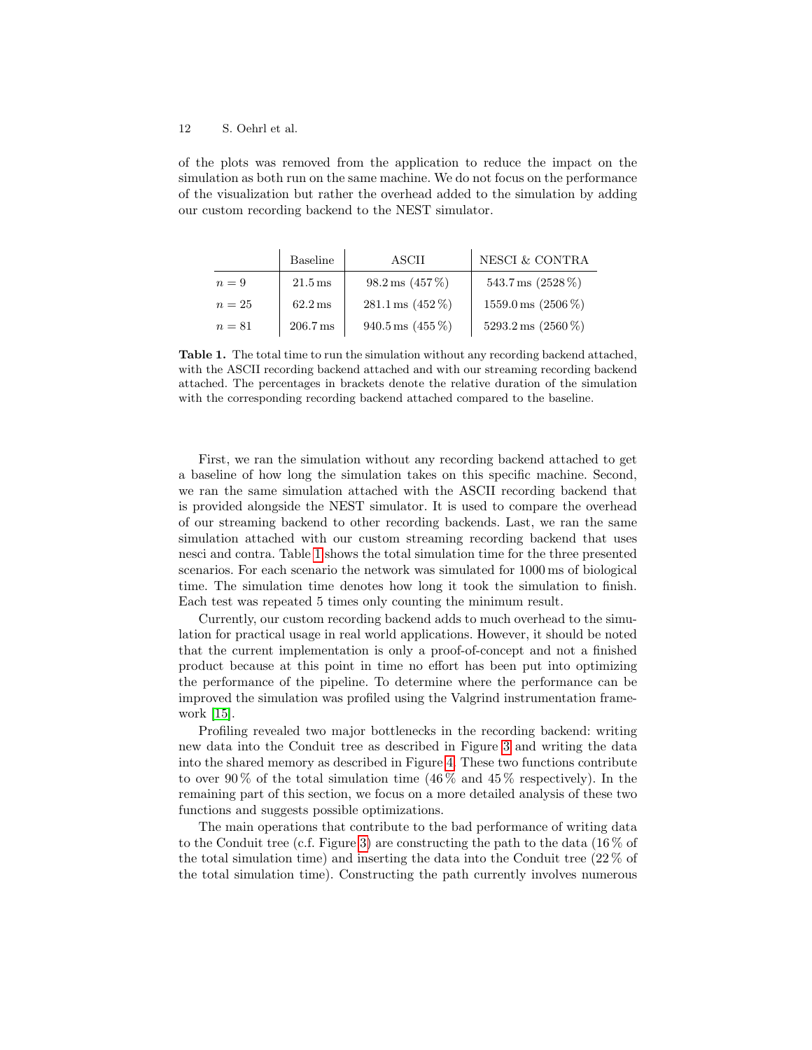of the plots was removed from the application to reduce the impact on the simulation as both run on the same machine. We do not focus on the performance of the visualization but rather the overhead added to the simulation by adding our custom recording backend to the NEST simulator.

| | Baseline | ASCII | NESCI & CONTRA |
|---|---|---|---|
| $n = 9$ | 21.5 ms | 98.2 ms (457 %) | 543.7 ms (2528 %) |
| $n = 25$ | 62.2 ms | 281.1 ms (452 %) | 1559.0 ms (2506 %) |
| $n = 81$ | 206.7 ms | 940.5 ms (455 %) | 5293.2 ms (2560 %) |

**Table 1.** The total time to run the simulation without any recording backend attached, with the ASCII recording backend attached and with our streaming recording backend attached. The percentages in brackets denote the relative duration of the simulation with the corresponding recording backend attached compared to the baseline.

First, we ran the simulation without any recording backend attached to get a baseline of how long the simulation takes on this specific machine. Second, we ran the same simulation attached with the ASCII recording backend that is provided alongside the NEST simulator. It is used to compare the overhead of our streaming backend to other recording backends. Last, we ran the same simulation attached with our custom streaming recording backend that uses nesci and contra. Table 1 shows the total simulation time for the three presented scenarios. For each scenario the network was simulated for 1000 ms of biological time. The simulation time denotes how long it took the simulation to finish. Each test was repeated 5 times only counting the minimum result.

Currently, our custom recording backend adds to much overhead to the simulation for practical usage in real world applications. However, it should be noted that the current implementation is only a proof-of-concept and not a finished product because at this point in time no effort has been put into optimizing the performance of the pipeline. To determine where the performance can be improved the simulation was profiled using the Valgrind instrumentation framework [15].

Profiling revealed two major bottlenecks in the recording backend: writing new data into the Conduit tree as described in Figure 3 and writing the data into the shared memory as described in Figure 4. These two functions contribute to over 90 % of the total simulation time (46 % and 45 % respectively). In the remaining part of this section, we focus on a more detailed analysis of these two functions and suggests possible optimizations.

The main operations that contribute to the bad performance of writing data to the Conduit tree (c.f. Figure 3) are constructing the path to the data (16 % of the total simulation time) and inserting the data into the Conduit tree (22 % of the total simulation time). Constructing the path currently involves numerous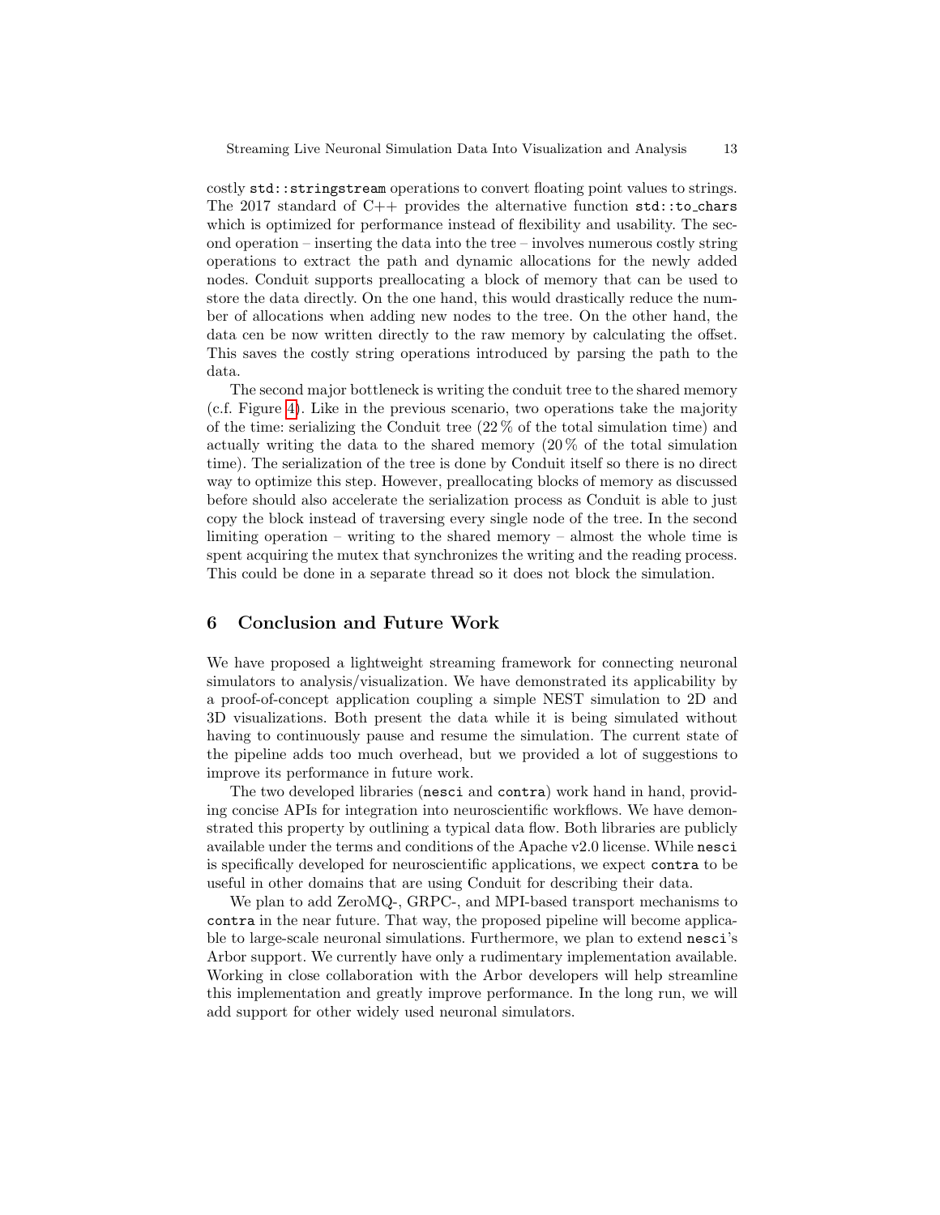costly `std::stringstream` operations to convert floating point values to strings. The 2017 standard of C++ provides the alternative function `std::to_chars` which is optimized for performance instead of flexibility and usability. The second operation – inserting the data into the tree – involves numerous costly string operations to extract the path and dynamic allocations for the newly added nodes. Conduit supports preallocating a block of memory that can be used to store the data directly. On the one hand, this would drastically reduce the number of allocations when adding new nodes to the tree. On the other hand, the data cen be now written directly to the raw memory by calculating the offset. This saves the costly string operations introduced by parsing the path to the data.

The second major bottleneck is writing the conduit tree to the shared memory (c.f. Figure 4). Like in the previous scenario, two operations take the majority of the time: serializing the Conduit tree (22 % of the total simulation time) and actually writing the data to the shared memory (20 % of the total simulation time). The serialization of the tree is done by Conduit itself so there is no direct way to optimize this step. However, preallocating blocks of memory as discussed before should also accelerate the serialization process as Conduit is able to just copy the block instead of traversing every single node of the tree. In the second limiting operation – writing to the shared memory – almost the whole time is spent acquiring the mutex that synchronizes the writing and the reading process. This could be done in a separate thread so it does not block the simulation.

## 6 Conclusion and Future Work

We have proposed a lightweight streaming framework for connecting neuronal simulators to analysis/visualization. We have demonstrated its applicability by a proof-of-concept application coupling a simple NEST simulation to 2D and 3D visualizations. Both present the data while it is being simulated without having to continuously pause and resume the simulation. The current state of the pipeline adds too much overhead, but we provided a lot of suggestions to improve its performance in future work.

The two developed libraries (`nesci` and `contra`) work hand in hand, providing concise APIs for integration into neuroscientific workflows. We have demonstrated this property by outlining a typical data flow. Both libraries are publicly available under the terms and conditions of the Apache v2.0 license. While `nesci` is specifically developed for neuroscientific applications, we expect `contra` to be useful in other domains that are using Conduit for describing their data.

We plan to add ZeroMQ-, GRPC-, and MPI-based transport mechanisms to `contra` in the near future. That way, the proposed pipeline will become applicable to large-scale neuronal simulations. Furthermore, we plan to extend `nesci`'s Arbor support. We currently have only a rudimentary implementation available. Working in close collaboration with the Arbor developers will help streamline this implementation and greatly improve performance. In the long run, we will add support for other widely used neuronal simulators.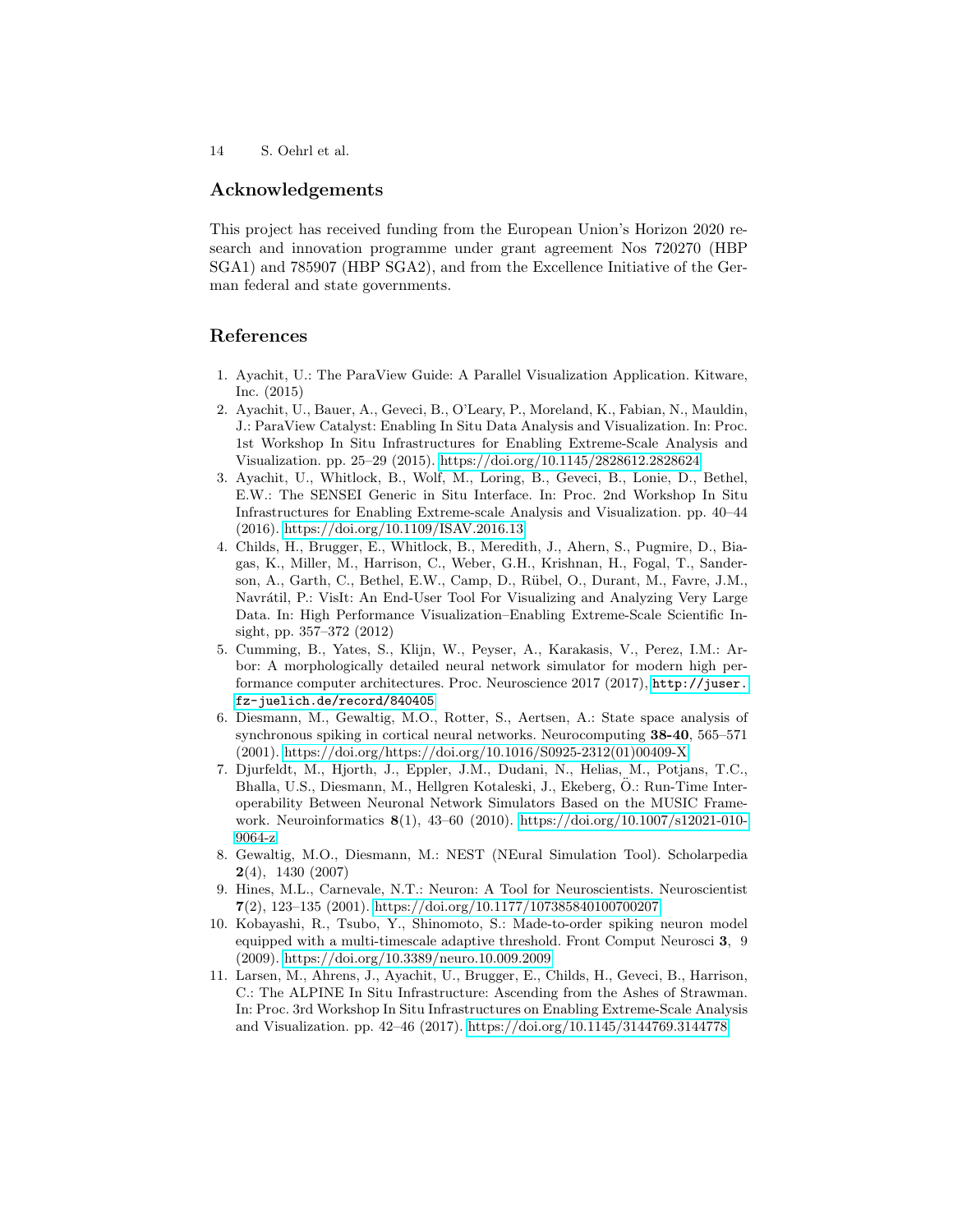## Acknowledgements

This project has received funding from the European Union's Horizon 2020 research and innovation programme under grant agreement Nos 720270 (HBP SGA1) and 785907 (HBP SGA2), and from the Excellence Initiative of the German federal and state governments.

## References

1. Ayachit, U.: The ParaView Guide: A Parallel Visualization Application. Kitware, Inc. (2015)
2. Ayachit, U., Bauer, A., Geveci, B., O'Leary, P., Moreland, K., Fabian, N., Mauldin, J.: ParaView Catalyst: Enabling In Situ Data Analysis and Visualization. In: Proc. 1st Workshop In Situ Infrastructures for Enabling Extreme-Scale Analysis and Visualization. pp. 25–29 (2015). https://doi.org/10.1145/2828612.2828624
3. Ayachit, U., Whitlock, B., Wolf, M., Loring, B., Geveci, B., Lonie, D., Bethel, E.W.: The SENSEI Generic in Situ Interface. In: Proc. 2nd Workshop In Situ Infrastructures for Enabling Extreme-scale Analysis and Visualization. pp. 40–44 (2016). https://doi.org/10.1109/ISAV.2016.13
4. Childs, H., Brugger, E., Whitlock, B., Meredith, J., Ahern, S., Pugmire, D., Biagas, K., Miller, M., Harrison, C., Weber, G.H., Krishnan, H., Fogal, T., Sanderson, A., Garth, C., Bethel, E.W., Camp, D., Rübel, O., Durant, M., Favre, J.M., Navrátil, P.: VisIt: An End-User Tool For Visualizing and Analyzing Very Large Data. In: High Performance Visualization–Enabling Extreme-Scale Scientific Insight, pp. 357–372 (2012)
5. Cumming, B., Yates, S., Klijn, W., Peyser, A., Karakasis, V., Perez, I.M.: Arbor: A morphologically detailed neural network simulator for modern high performance computer architectures. Proc. Neuroscience 2017 (2017), `http://juser.fz-juelich.de/record/840405`
6. Diesmann, M., Gewaltig, M.O., Rotter, S., Aertsen, A.: State space analysis of synchronous spiking in cortical neural networks. Neurocomputing **38-40**, 565–571 (2001). https://doi.org/https://doi.org/10.1016/S0925-2312(01)00409-X
7. Djurfeldt, M., Hjorth, J., Eppler, J.M., Dudani, N., Helias, M., Potjans, T.C., Bhalla, U.S., Diesmann, M., Hellgren Kotaleski, J., Ekeberg, Ö.: Run-Time Interoperability Between Neuronal Network Simulators Based on the MUSIC Framework. Neuroinformatics **8**(1), 43–60 (2010). https://doi.org/10.1007/s12021-010-9064-z
8. Gewaltig, M.O., Diesmann, M.: NEST (NEural Simulation Tool). Scholarpedia **2**(4), 1430 (2007)
9. Hines, M.L., Carnevale, N.T.: Neuron: A Tool for Neuroscientists. Neuroscientist **7**(2), 123–135 (2001). https://doi.org/10.1177/107385840100700207
10. Kobayashi, R., Tsubo, Y., Shinomoto, S.: Made-to-order spiking neuron model equipped with a multi-timescale adaptive threshold. Front Comput Neurosci **3**, 9 (2009). https://doi.org/10.3389/neuro.10.009.2009
11. Larsen, M., Ahrens, J., Ayachit, U., Brugger, E., Childs, H., Geveci, B., Harrison, C.: The ALPINE In Situ Infrastructure: Ascending from the Ashes of Strawman. In: Proc. 3rd Workshop In Situ Infrastructures on Enabling Extreme-Scale Analysis and Visualization. pp. 42–46 (2017). https://doi.org/10.1145/3144769.3144778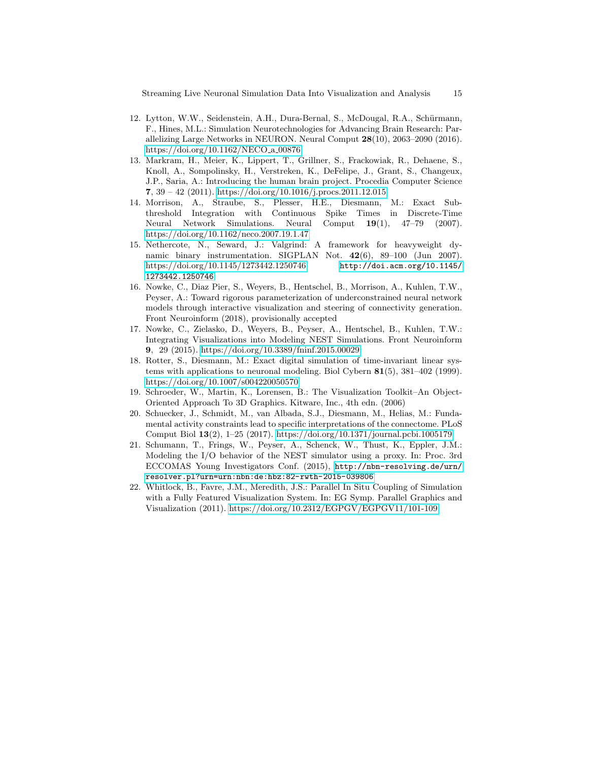12. Lytton, W.W., Seidenstein, A.H., Dura-Bernal, S., McDougal, R.A., Schürmann, F., Hines, M.L.: Simulation Neurotechnologies for Advancing Brain Research: Parallelizing Large Networks in NEURON. Neural Comput **28**(10), 2063–2090 (2016). https://doi.org/10.1162/NECO_a_00876
13. Markram, H., Meier, K., Lippert, T., Grillner, S., Frackowiak, R., Dehaene, S., Knoll, A., Sompolinsky, H., Verstreken, K., DeFelipe, J., Grant, S., Changeux, J.P., Saria, A.: Introducing the human brain project. Procedia Computer Science **7**, 39 – 42 (2011). https://doi.org/10.1016/j.procs.2011.12.015
14. Morrison, A., Straube, S., Plesser, H.E., Diesmann, M.: Exact Subthreshold Integration with Continuous Spike Times in Discrete-Time Neural Network Simulations. Neural Comput **19**(1), 47–79 (2007). https://doi.org/10.1162/neco.2007.19.1.47
15. Nethercote, N., Seward, J.: Valgrind: A framework for heavyweight dynamic binary instrumentation. SIGPLAN Not. **42**(6), 89–100 (Jun 2007). https://doi.org/10.1145/1273442.1250746, `http://doi.acm.org/10.1145/1273442.1250746`
16. Nowke, C., Diaz Pier, S., Weyers, B., Hentschel, B., Morrison, A., Kuhlen, T.W., Peyser, A.: Toward rigorous parameterization of underconstrained neural network models through interactive visualization and steering of connectivity generation. Front Neuroinform (2018), provisionally accepted
17. Nowke, C., Zielasko, D., Weyers, B., Peyser, A., Hentschel, B., Kuhlen, T.W.: Integrating Visualizations into Modeling NEST Simulations. Front Neuroinform **9**, 29 (2015). https://doi.org/10.3389/fninf.2015.00029
18. Rotter, S., Diesmann, M.: Exact digital simulation of time-invariant linear systems with applications to neuronal modeling. Biol Cybern **81**(5), 381–402 (1999). https://doi.org/10.1007/s004220050570
19. Schroeder, W., Martin, K., Lorensen, B.: The Visualization Toolkit–An Object-Oriented Approach To 3D Graphics. Kitware, Inc., 4th edn. (2006)
20. Schuecker, J., Schmidt, M., van Albada, S.J., Diesmann, M., Helias, M.: Fundamental activity constraints lead to specific interpretations of the connectome. PLoS Comput Biol **13**(2), 1–25 (2017). https://doi.org/10.1371/journal.pcbi.1005179
21. Schumann, T., Frings, W., Peyser, A., Schenck, W., Thust, K., Eppler, J.M.: Modeling the I/O behavior of the NEST simulator using a proxy. In: Proc. 3rd ECCOMAS Young Investigators Conf. (2015), `http://nbn-resolving.de/urn/resolver.pl?urn=urn:nbn:de:hbz:82-rwth-2015-039806`
22. Whitlock, B., Favre, J.M., Meredith, J.S.: Parallel In Situ Coupling of Simulation with a Fully Featured Visualization System. In: EG Symp. Parallel Graphics and Visualization (2011). https://doi.org/10.2312/EGPGV/EGPGV11/101-109